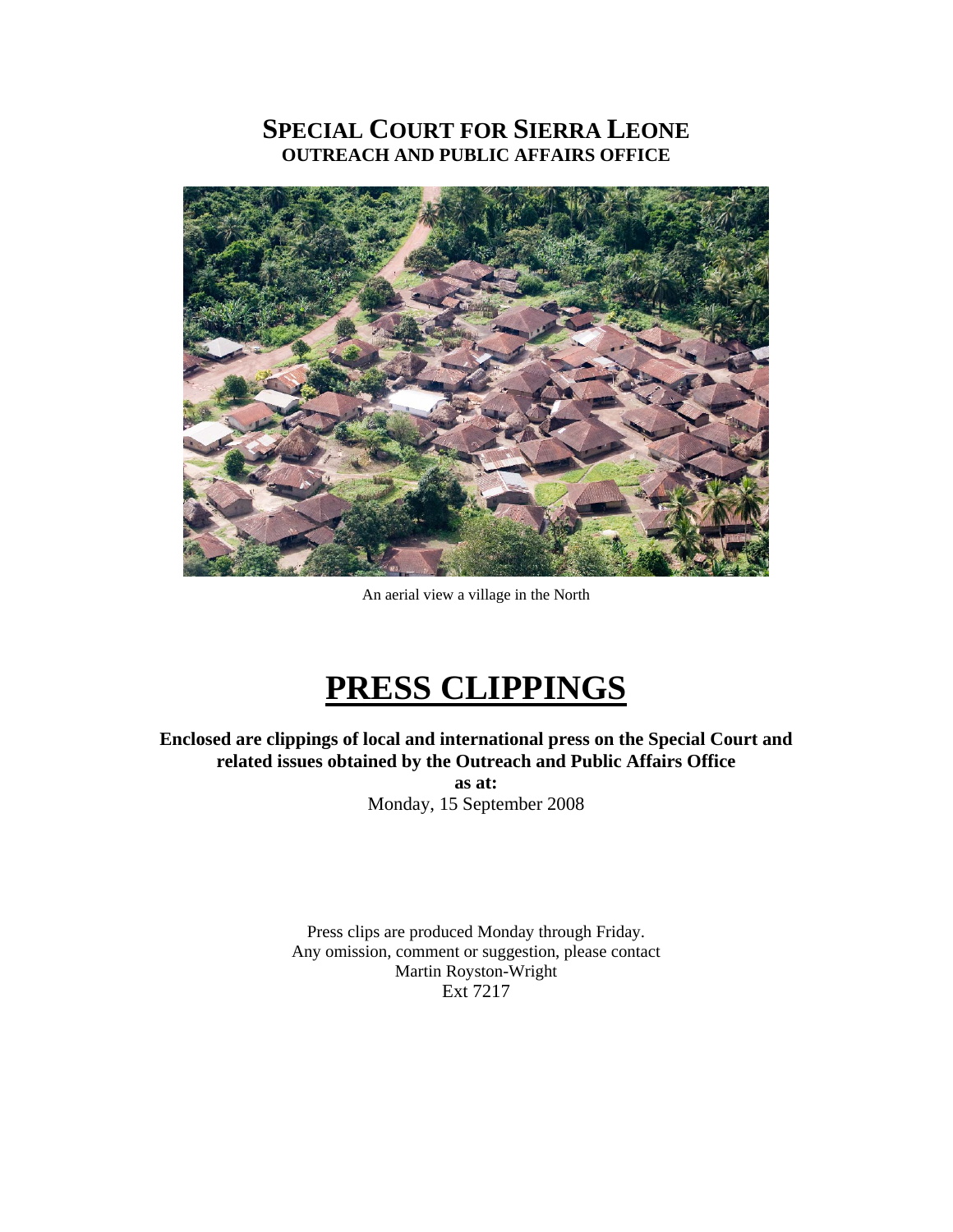# SPECIAL COURT FOR SIERRA LEONE
## OUTREACH AND PUBLIC AFFAIRS OFFICE

An aerial view a village in the North

# PRESS CLIPPINGS

**Enclosed are clippings of local and international press on the Special Court and related issues obtained by the Outreach and Public Affairs Office**
**as at:**
Monday, 15 September 2008

Press clips are produced Monday through Friday.
Any omission, comment or suggestion, please contact
Martin Royston-Wright
Ext 7217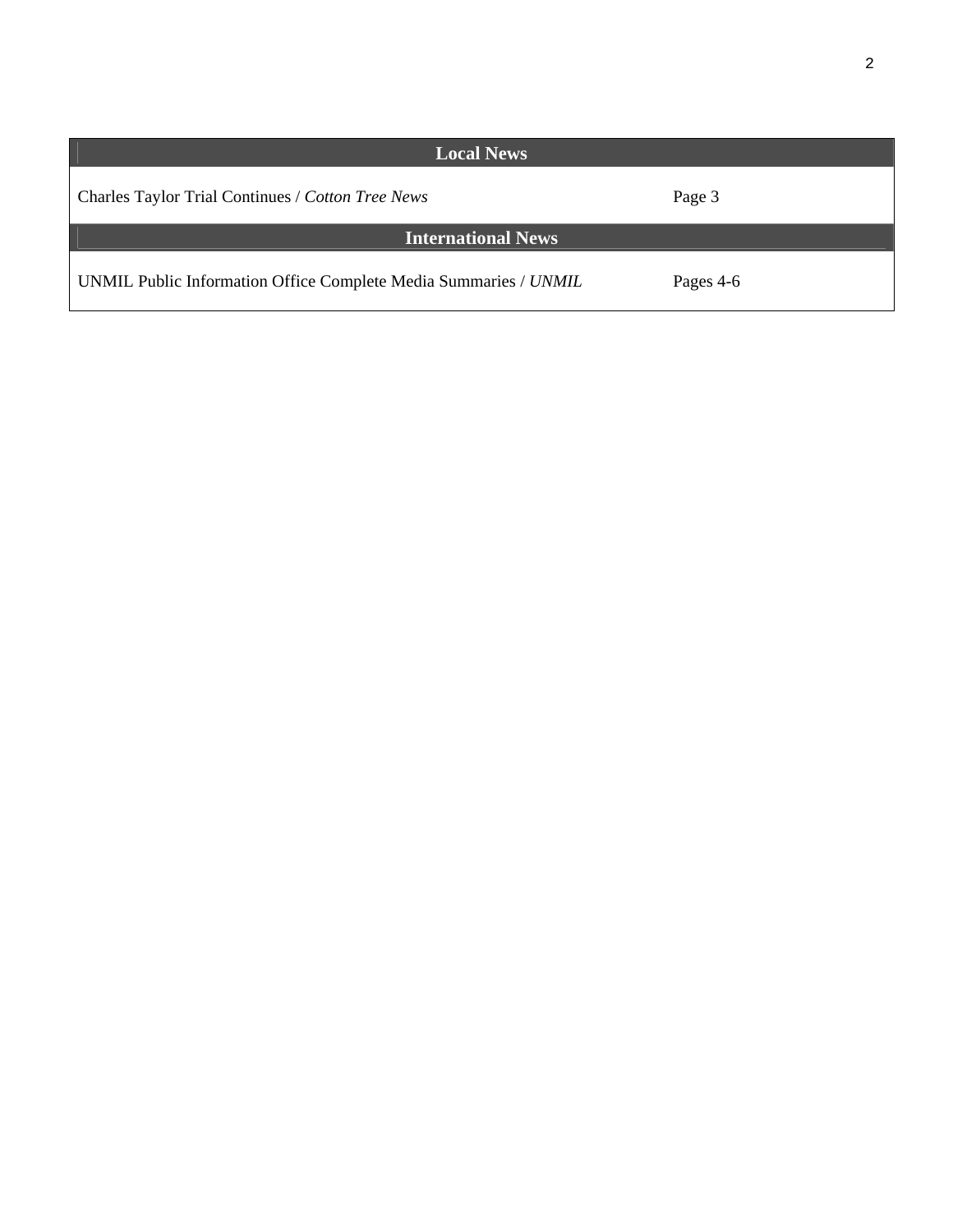| Local News | |
|---|---|
| Charles Taylor Trial Continues / *Cotton Tree News* | Page 3 |
| **International News** | |
| UNMIL Public Information Office Complete Media Summaries / *UNMIL* | Pages 4-6 |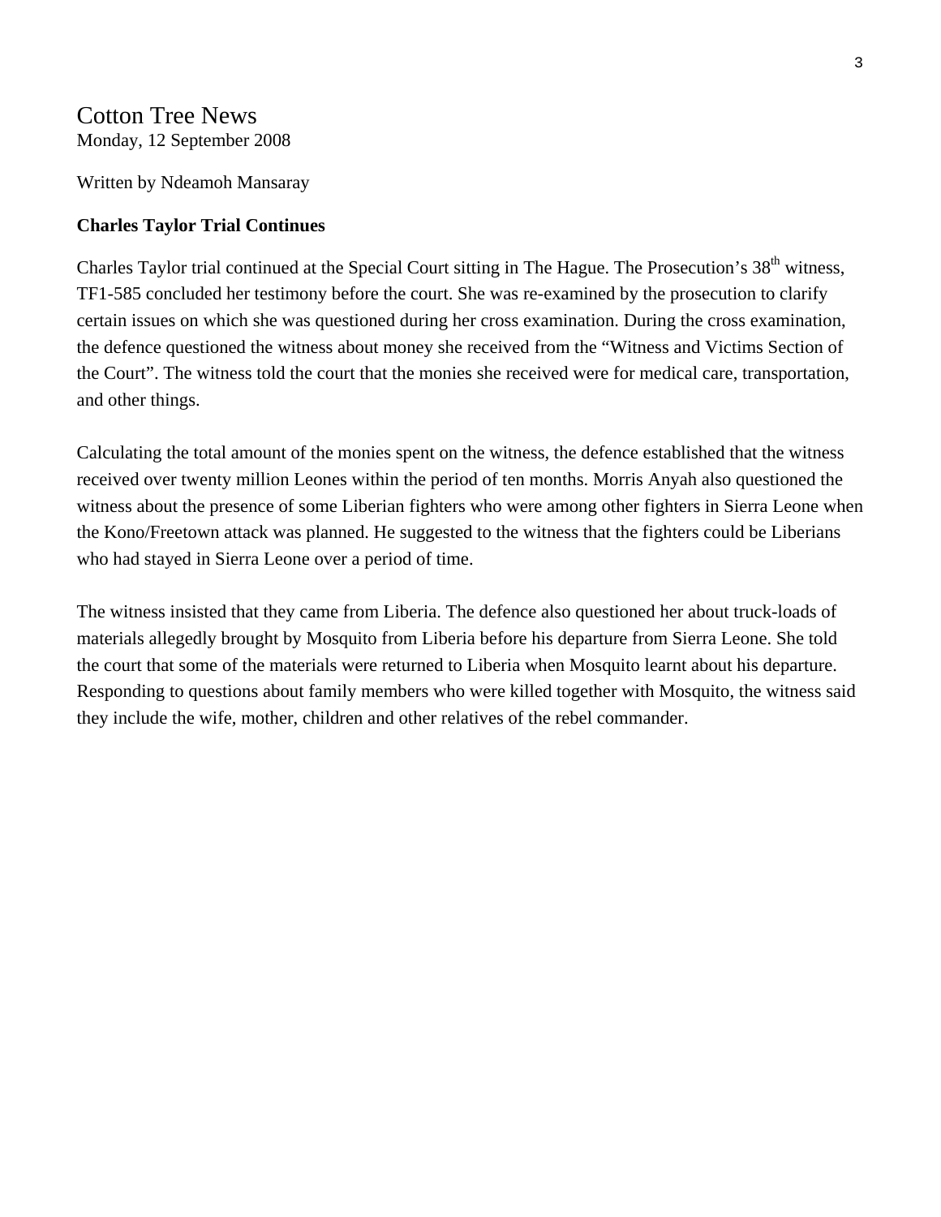Cotton Tree News
Monday, 12 September 2008

Written by Ndeamoh Mansaray

**Charles Taylor Trial Continues**

Charles Taylor trial continued at the Special Court sitting in The Hague. The Prosecution's 38th witness, TF1-585 concluded her testimony before the court. She was re-examined by the prosecution to clarify certain issues on which she was questioned during her cross examination. During the cross examination, the defence questioned the witness about money she received from the "Witness and Victims Section of the Court". The witness told the court that the monies she received were for medical care, transportation, and other things.

Calculating the total amount of the monies spent on the witness, the defence established that the witness received over twenty million Leones within the period of ten months. Morris Anyah also questioned the witness about the presence of some Liberian fighters who were among other fighters in Sierra Leone when the Kono/Freetown attack was planned. He suggested to the witness that the fighters could be Liberians who had stayed in Sierra Leone over a period of time.

The witness insisted that they came from Liberia. The defence also questioned her about truck-loads of materials allegedly brought by Mosquito from Liberia before his departure from Sierra Leone. She told the court that some of the materials were returned to Liberia when Mosquito learnt about his departure. Responding to questions about family members who were killed together with Mosquito, the witness said they include the wife, mother, children and other relatives of the rebel commander.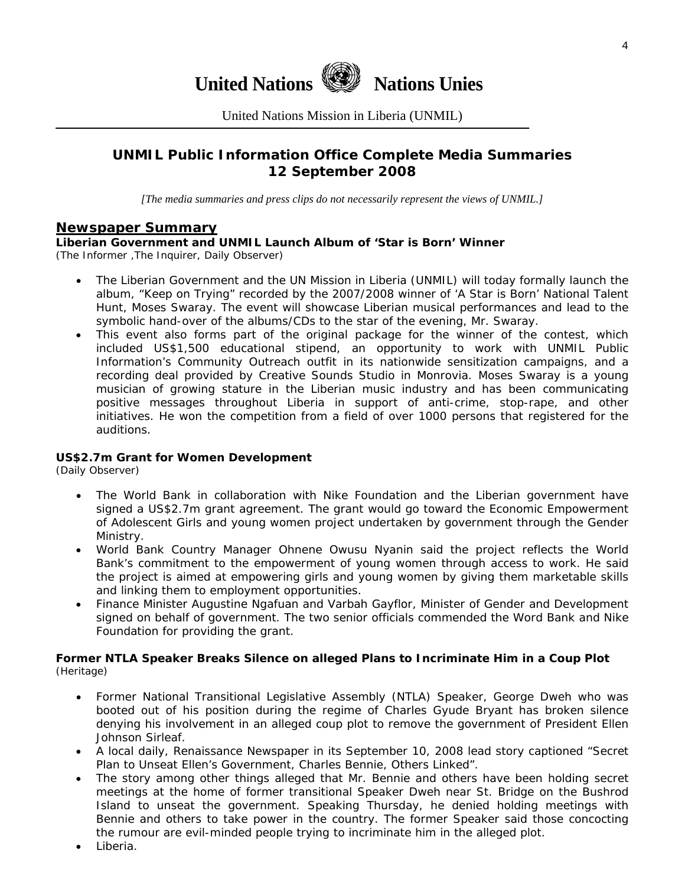# United Nations Nations Unies

United Nations Mission in Liberia (UNMIL)

## UNMIL Public Information Office Complete Media Summaries 12 September 2008

*[The media summaries and press clips do not necessarily represent the views of UNMIL.]*

## Newspaper Summary

**Liberian Government and UNMIL Launch Album of 'Star is Born' Winner**
*(The Informer ,The Inquirer, Daily Observer)*

- The Liberian Government and the UN Mission in Liberia (UNMIL) will today formally launch the album, "Keep on Trying" recorded by the 2007/2008 winner of 'A Star is Born' National Talent Hunt, Moses Swaray. The event will showcase Liberian musical performances and lead to the symbolic hand-over of the albums/CDs to the star of the evening, Mr. Swaray.
- This event also forms part of the original package for the winner of the contest, which included US$1,500 educational stipend, an opportunity to work with UNMIL Public Information's Community Outreach outfit in its nationwide sensitization campaigns, and a recording deal provided by Creative Sounds Studio in Monrovia. Moses Swaray is a young musician of growing stature in the Liberian music industry and has been communicating positive messages throughout Liberia in support of anti-crime, stop-rape, and other initiatives. He won the competition from a field of over 1000 persons that registered for the auditions.

**US$2.7m Grant for Women Development**
*(Daily Observer)*

- The World Bank in collaboration with Nike Foundation and the Liberian government have signed a US$2.7m grant agreement. The grant would go toward the Economic Empowerment of Adolescent Girls and young women project undertaken by government through the Gender Ministry.
- World Bank Country Manager Ohnene Owusu Nyanin said the project reflects the World Bank's commitment to the empowerment of young women through access to work. He said the project is aimed at empowering girls and young women by giving them marketable skills and linking them to employment opportunities.
- Finance Minister Augustine Ngafuan and Varbah Gayflor, Minister of Gender and Development signed on behalf of government. The two senior officials commended the Word Bank and Nike Foundation for providing the grant.

**Former NTLA Speaker Breaks Silence on alleged Plans to Incriminate Him in a Coup Plot**
*(Heritage)*

- Former National Transitional Legislative Assembly (NTLA) Speaker, George Dweh who was booted out of his position during the regime of Charles Gyude Bryant has broken silence denying his involvement in an alleged coup plot to remove the government of President Ellen Johnson Sirleaf.
- A local daily, Renaissance Newspaper in its September 10, 2008 lead story captioned "Secret Plan to Unseat Ellen's Government, Charles Bennie, Others Linked".
- The story among other things alleged that Mr. Bennie and others have been holding secret meetings at the home of former transitional Speaker Dweh near St. Bridge on the Bushrod Island to unseat the government. Speaking Thursday, he denied holding meetings with Bennie and others to take power in the country. The former Speaker said those concocting the rumour are evil-minded people trying to incriminate him in the alleged plot.
- Liberia.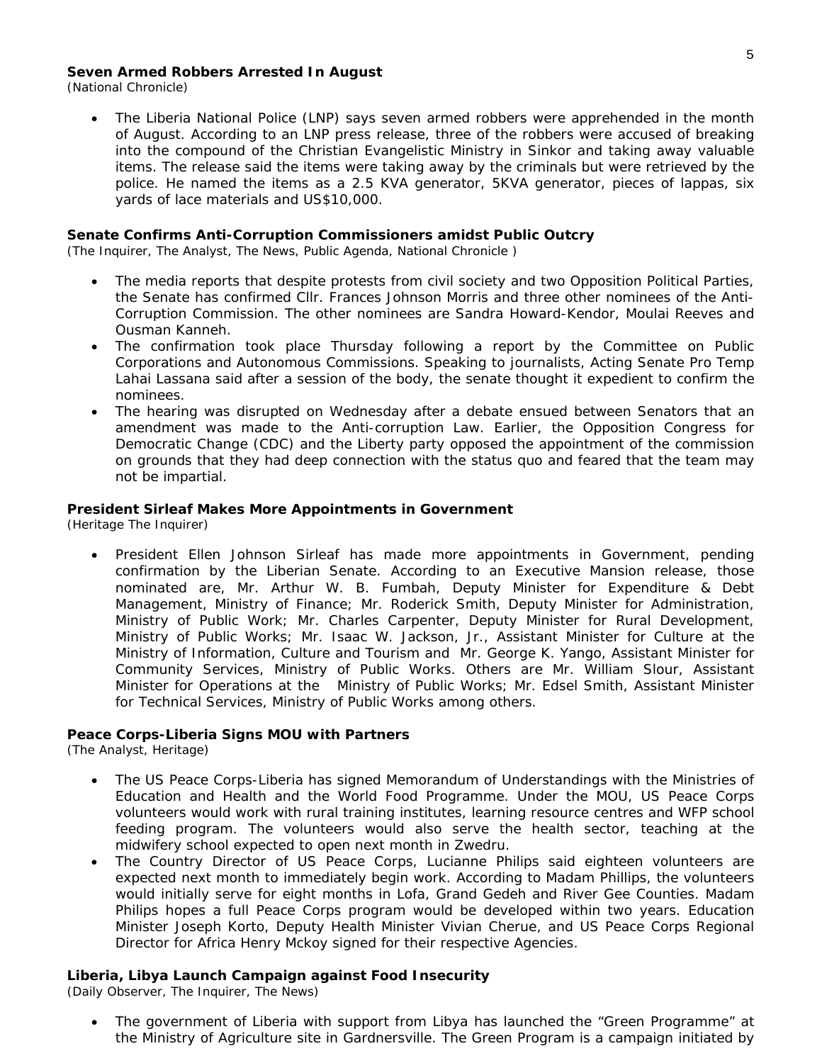### Seven Armed Robbers Arrested In August

*(National Chronicle)*

- The Liberia National Police (LNP) says seven armed robbers were apprehended in the month of August. According to an LNP press release, three of the robbers were accused of breaking into the compound of the Christian Evangelistic Ministry in Sinkor and taking away valuable items. The release said the items were taking away by the criminals but were retrieved by the police. He named the items as a 2.5 KVA generator, 5KVA generator, pieces of lappas, six yards of lace materials and US$10,000.

### Senate Confirms Anti-Corruption Commissioners amidst Public Outcry

*(The Inquirer, The Analyst, The News, Public Agenda, National Chronicle )*

- The media reports that despite protests from civil society and two Opposition Political Parties, the Senate has confirmed Cllr. Frances Johnson Morris and three other nominees of the Anti-Corruption Commission. The other nominees are Sandra Howard-Kendor, Moulai Reeves and Ousman Kanneh.
- The confirmation took place Thursday following a report by the Committee on Public Corporations and Autonomous Commissions. Speaking to journalists, Acting Senate Pro Temp Lahai Lassana said after a session of the body, the senate thought it expedient to confirm the nominees.
- The hearing was disrupted on Wednesday after a debate ensued between Senators that an amendment was made to the Anti-corruption Law. Earlier, the Opposition Congress for Democratic Change (CDC) and the Liberty party opposed the appointment of the commission on grounds that they had deep connection with the status quo and feared that the team may not be impartial.

### President Sirleaf Makes More Appointments in Government

*(Heritage The Inquirer)*

- President Ellen Johnson Sirleaf has made more appointments in Government, pending confirmation by the Liberian Senate. According to an Executive Mansion release, those nominated are, Mr. Arthur W. B. Fumbah, Deputy Minister for Expenditure & Debt Management, Ministry of Finance; Mr. Roderick Smith, Deputy Minister for Administration, Ministry of Public Work; Mr. Charles Carpenter, Deputy Minister for Rural Development, Ministry of Public Works; Mr. Isaac W. Jackson, Jr., Assistant Minister for Culture at the Ministry of Information, Culture and Tourism and Mr. George K. Yango, Assistant Minister for Community Services, Ministry of Public Works. Others are Mr. William Slour, Assistant Minister for Operations at the Ministry of Public Works; Mr. Edsel Smith, Assistant Minister for Technical Services, Ministry of Public Works among others.

### Peace Corps-Liberia Signs MOU with Partners

*(The Analyst, Heritage)*

- The US Peace Corps-Liberia has signed Memorandum of Understandings with the Ministries of Education and Health and the World Food Programme. Under the MOU, US Peace Corps volunteers would work with rural training institutes, learning resource centres and WFP school feeding program. The volunteers would also serve the health sector, teaching at the midwifery school expected to open next month in Zwedru.
- The Country Director of US Peace Corps, Lucianne Philips said eighteen volunteers are expected next month to immediately begin work. According to Madam Phillips, the volunteers would initially serve for eight months in Lofa, Grand Gedeh and River Gee Counties. Madam Philips hopes a full Peace Corps program would be developed within two years. Education Minister Joseph Korto, Deputy Health Minister Vivian Cherue, and US Peace Corps Regional Director for Africa Henry Mckoy signed for their respective Agencies.

### Liberia, Libya Launch Campaign against Food Insecurity

*(Daily Observer, The Inquirer, The News)*

- The government of Liberia with support from Libya has launched the "Green Programme" at the Ministry of Agriculture site in Gardnersville. The Green Program is a campaign initiated by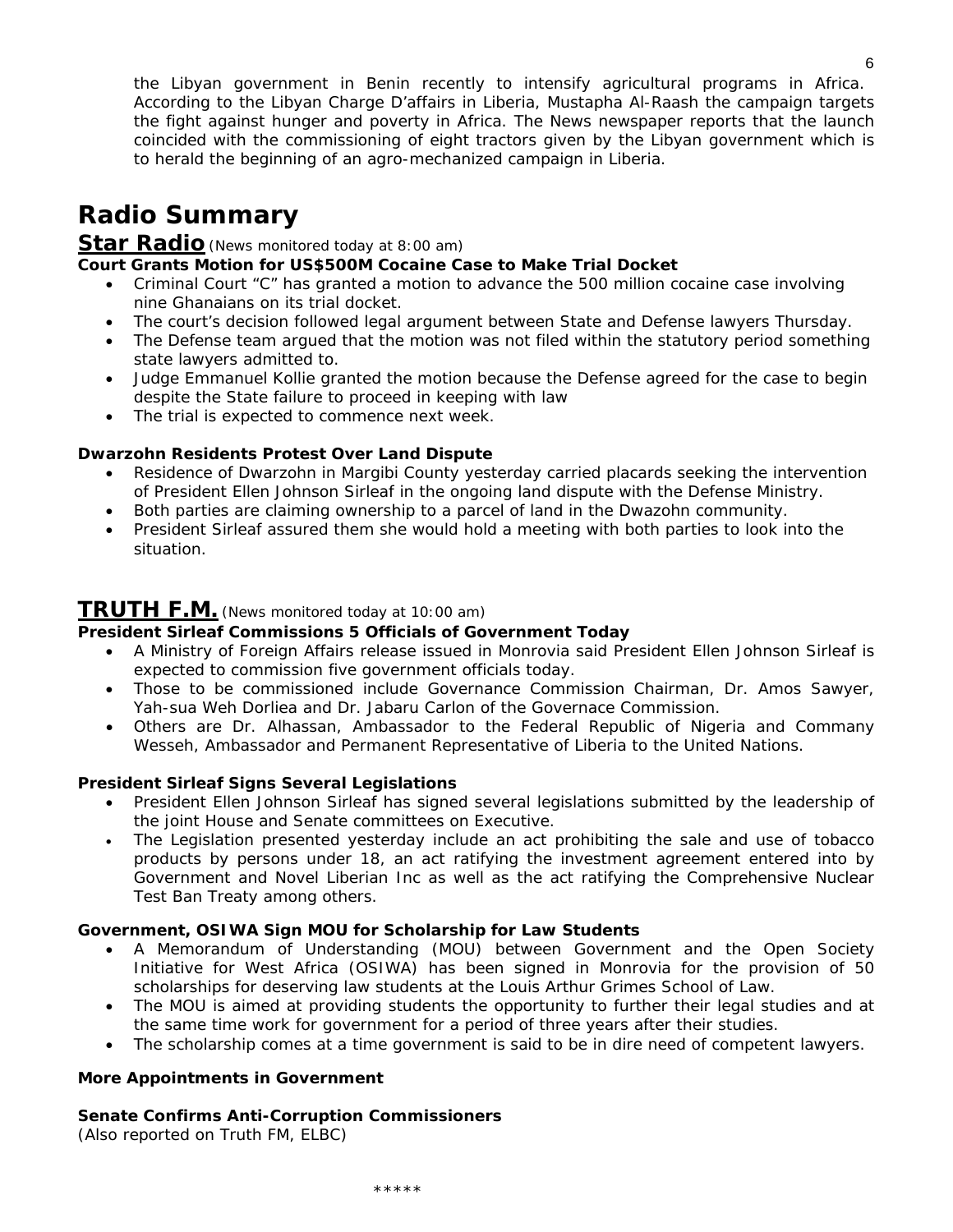the Libyan government in Benin recently to intensify agricultural programs in Africa. According to the Libyan Charge D'affairs in Liberia, Mustapha Al-Raash the campaign targets the fight against hunger and poverty in Africa. The News newspaper reports that the launch coincided with the commissioning of eight tractors given by the Libyan government which is to herald the beginning of an agro-mechanized campaign in Liberia.

# Radio Summary

## Star Radio *(News monitored today at 8:00 am)*

**Court Grants Motion for US$500M Cocaine Case to Make Trial Docket**

- Criminal Court "C" has granted a motion to advance the 500 million cocaine case involving nine Ghanaians on its trial docket.
- The court's decision followed legal argument between State and Defense lawyers Thursday.
- The Defense team argued that the motion was not filed within the statutory period something state lawyers admitted to.
- Judge Emmanuel Kollie granted the motion because the Defense agreed for the case to begin despite the State failure to proceed in keeping with law
- The trial is expected to commence next week.

**Dwarzohn Residents Protest Over Land Dispute**

- Residence of Dwarzohn in Margibi County yesterday carried placards seeking the intervention of President Ellen Johnson Sirleaf in the ongoing land dispute with the Defense Ministry.
- Both parties are claiming ownership to a parcel of land in the Dwazohn community.
- President Sirleaf assured them she would hold a meeting with both parties to look into the situation.

## TRUTH F.M. *(News monitored today at 10:00 am)*

**President Sirleaf Commissions 5 Officials of Government Today**

- A Ministry of Foreign Affairs release issued in Monrovia said President Ellen Johnson Sirleaf is expected to commission five government officials today.
- Those to be commissioned include Governance Commission Chairman, Dr. Amos Sawyer, Yah-sua Weh Dorliea and Dr. Jabaru Carlon of the Governace Commission.
- Others are Dr. Alhassan, Ambassador to the Federal Republic of Nigeria and Commany Wesseh, Ambassador and Permanent Representative of Liberia to the United Nations.

**President Sirleaf Signs Several Legislations**

- President Ellen Johnson Sirleaf has signed several legislations submitted by the leadership of the joint House and Senate committees on Executive.
- The Legislation presented yesterday include an act prohibiting the sale and use of tobacco products by persons under 18, an act ratifying the investment agreement entered into by Government and Novel Liberian Inc as well as the act ratifying the Comprehensive Nuclear Test Ban Treaty among others.

**Government, OSIWA Sign MOU for Scholarship for Law Students**

- A Memorandum of Understanding (MOU) between Government and the Open Society Initiative for West Africa (OSIWA) has been signed in Monrovia for the provision of 50 scholarships for deserving law students at the Louis Arthur Grimes School of Law.
- The MOU is aimed at providing students the opportunity to further their legal studies and at the same time work for government for a period of three years after their studies.
- The scholarship comes at a time government is said to be in dire need of competent lawyers.

**More Appointments in Government**

**Senate Confirms Anti-Corruption Commissioners**
*(Also reported on Truth FM, ELBC)*

\*\*\*\*\*